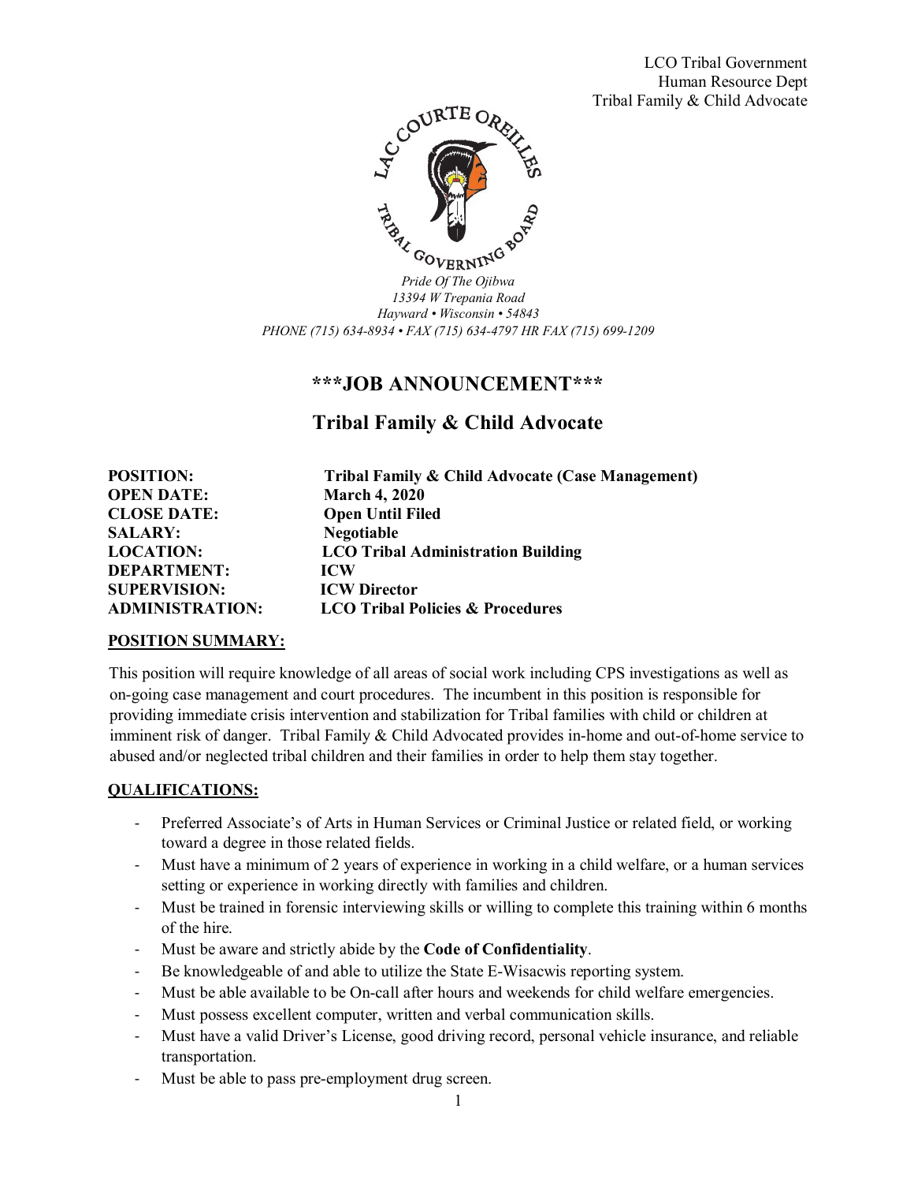LCO Tribal Government
Human Resource Dept
Tribal Family & Child Advocate

LAC COURTE OREILLES TRIBAL GOVERNING BOARD

*Pride Of The Ojibwa*
*13394 W Trepania Road*
*Hayward • Wisconsin • 54843*
*PHONE (715) 634-8934 • FAX (715) 634-4797 HR FAX (715) 699-1209*

# \*\*\*JOB ANNOUNCEMENT\*\*\*

## Tribal Family & Child Advocate

| | |
|---|---|
| **POSITION:** | **Tribal Family & Child Advocate (Case Management)** |
| **OPEN DATE:** | **March 4, 2020** |
| **CLOSE DATE:** | **Open Until Filed** |
| **SALARY:** | **Negotiable** |
| **LOCATION:** | **LCO Tribal Administration Building** |
| **DEPARTMENT:** | **ICW** |
| **SUPERVISION:** | **ICW Director** |
| **ADMINISTRATION:** | **LCO Tribal Policies & Procedures** |

**POSITION SUMMARY:**

This position will require knowledge of all areas of social work including CPS investigations as well as on-going case management and court procedures. The incumbent in this position is responsible for providing immediate crisis intervention and stabilization for Tribal families with child or children at imminent risk of danger. Tribal Family & Child Advocated provides in-home and out-of-home service to abused and/or neglected tribal children and their families in order to help them stay together.

**QUALIFICATIONS:**

- Preferred Associate's of Arts in Human Services or Criminal Justice or related field, or working toward a degree in those related fields.
- Must have a minimum of 2 years of experience in working in a child welfare, or a human services setting or experience in working directly with families and children.
- Must be trained in forensic interviewing skills or willing to complete this training within 6 months of the hire.
- Must be aware and strictly abide by the **Code of Confidentiality**.
- Be knowledgeable of and able to utilize the State E-Wisacwis reporting system.
- Must be able available to be On-call after hours and weekends for child welfare emergencies.
- Must possess excellent computer, written and verbal communication skills.
- Must have a valid Driver's License, good driving record, personal vehicle insurance, and reliable transportation.
- Must be able to pass pre-employment drug screen.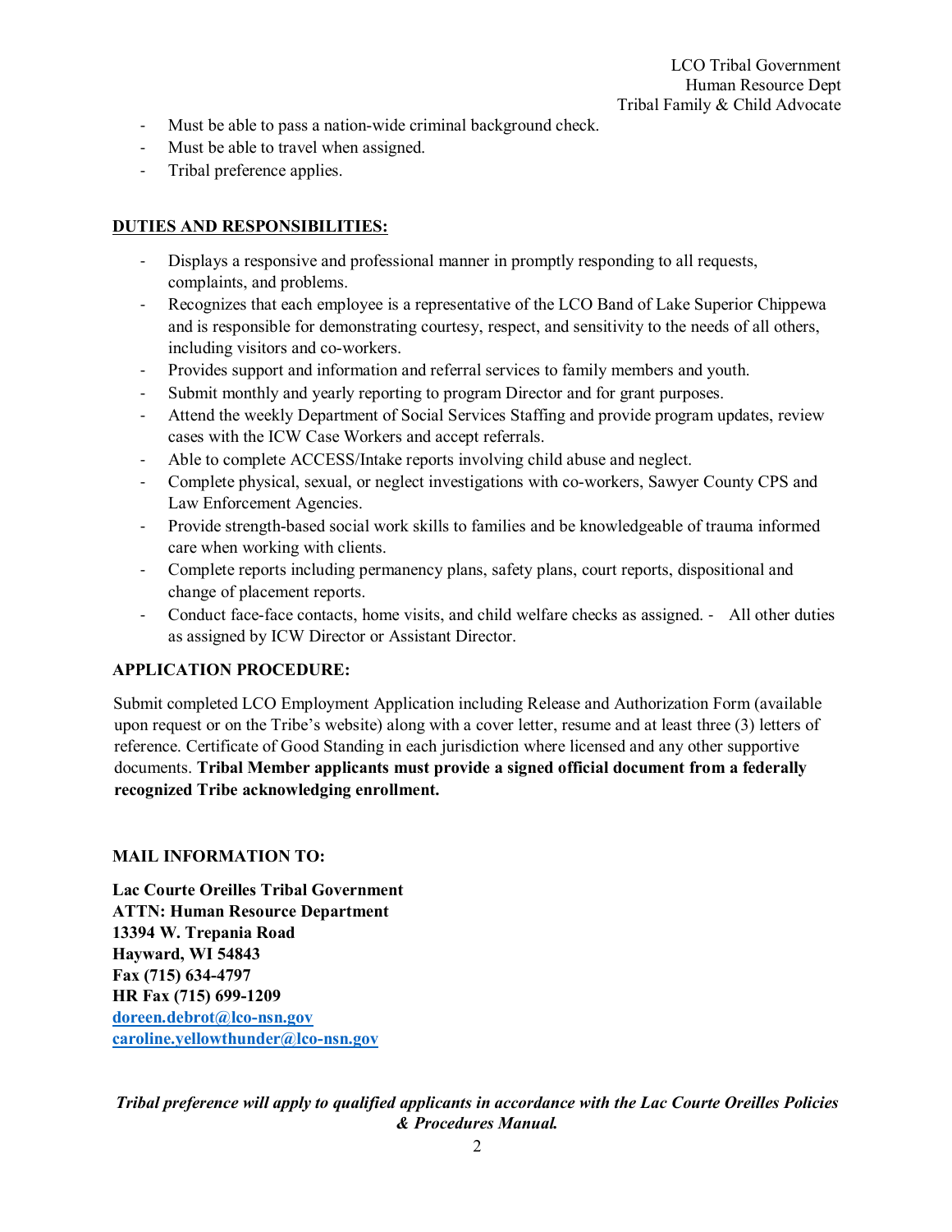- Must be able to pass a nation-wide criminal background check.
- Must be able to travel when assigned.
- Tribal preference applies.

**DUTIES AND RESPONSIBILITIES:**

- Displays a responsive and professional manner in promptly responding to all requests, complaints, and problems.
- Recognizes that each employee is a representative of the LCO Band of Lake Superior Chippewa and is responsible for demonstrating courtesy, respect, and sensitivity to the needs of all others, including visitors and co-workers.
- Provides support and information and referral services to family members and youth.
- Submit monthly and yearly reporting to program Director and for grant purposes.
- Attend the weekly Department of Social Services Staffing and provide program updates, review cases with the ICW Case Workers and accept referrals.
- Able to complete ACCESS/Intake reports involving child abuse and neglect.
- Complete physical, sexual, or neglect investigations with co-workers, Sawyer County CPS and Law Enforcement Agencies.
- Provide strength-based social work skills to families and be knowledgeable of trauma informed care when working with clients.
- Complete reports including permanency plans, safety plans, court reports, dispositional and change of placement reports.
- Conduct face-face contacts, home visits, and child welfare checks as assigned.
- All other duties as assigned by ICW Director or Assistant Director.

**APPLICATION PROCEDURE:**

Submit completed LCO Employment Application including Release and Authorization Form (available upon request or on the Tribe's website) along with a cover letter, resume and at least three (3) letters of reference. Certificate of Good Standing in each jurisdiction where licensed and any other supportive documents. **Tribal Member applicants must provide a signed official document from a federally recognized Tribe acknowledging enrollment.**

**MAIL INFORMATION TO:**

**Lac Courte Oreilles Tribal Government**
**ATTN: Human Resource Department**
**13394 W. Trepania Road**
**Hayward, WI 54843**
**Fax (715) 634-4797**
**HR Fax (715) 699-1209**
**doreen.debrot@lco-nsn.gov**
**caroline.yellowthunder@lco-nsn.gov**

***Tribal preference will apply to qualified applicants in accordance with the Lac Courte Oreilles Policies & Procedures Manual.***